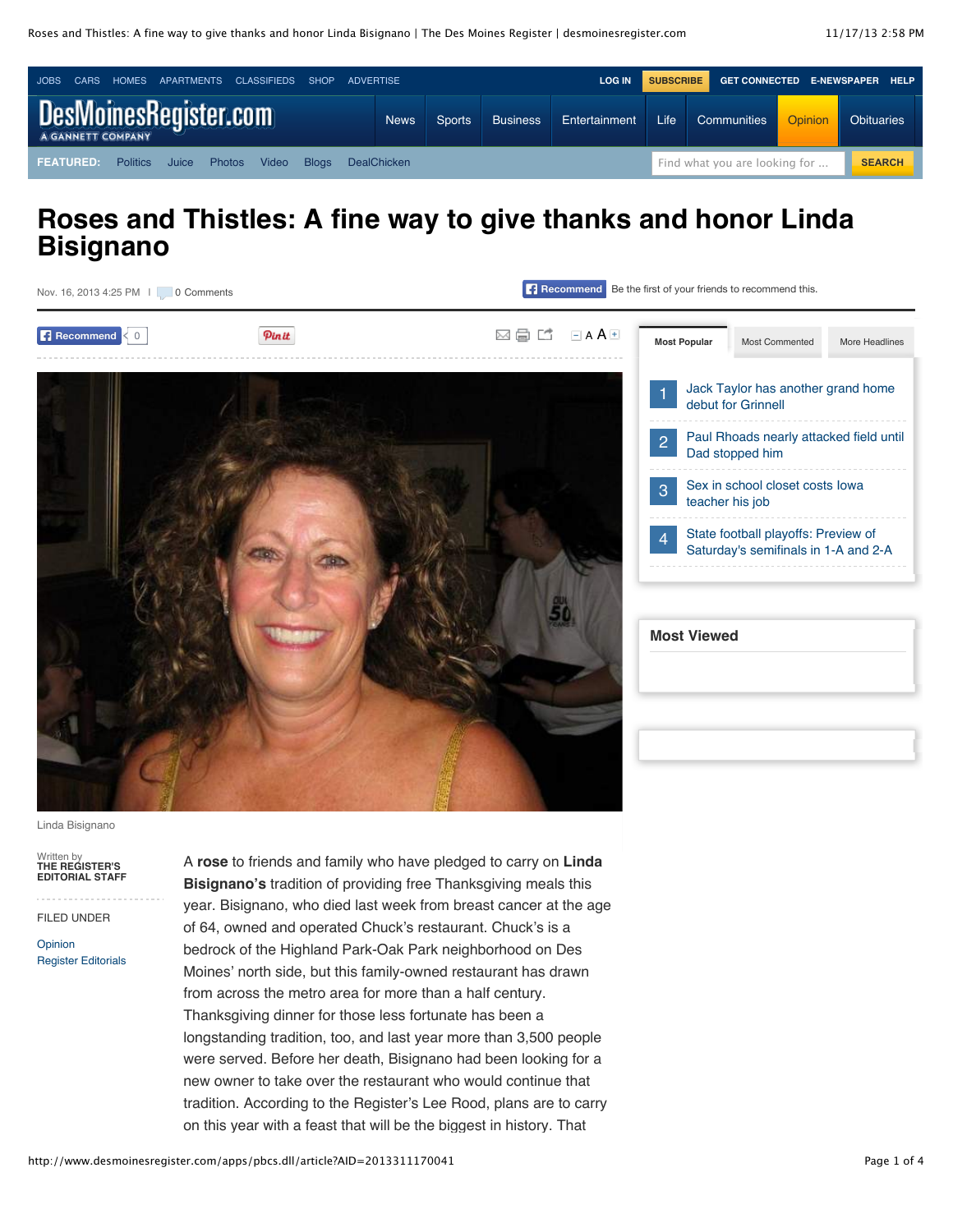# Roses and Thistles: A fine way to give thanks and honor Linda Bisignano

Nov. 16, 2013 4:25 PM | 0 Comments

Linda Bisignano

Written by
THE REGISTER'S EDITORIAL STAFF

FILED UNDER

Opinion
Register Editorials

A **rose** to friends and family who have pledged to carry on **Linda Bisignano's** tradition of providing free Thanksgiving meals this year. Bisignano, who died last week from breast cancer at the age of 64, owned and operated Chuck's restaurant. Chuck's is a bedrock of the Highland Park-Oak Park neighborhood on Des Moines' north side, but this family-owned restaurant has drawn from across the metro area for more than a half century. Thanksgiving dinner for those less fortunate has been a longstanding tradition, too, and last year more than 3,500 people were served. Before her death, Bisignano had been looking for a new owner to take over the restaurant who would continue that tradition. According to the Register's Lee Rood, plans are to carry on this year with a feast that will be the biggest in history. That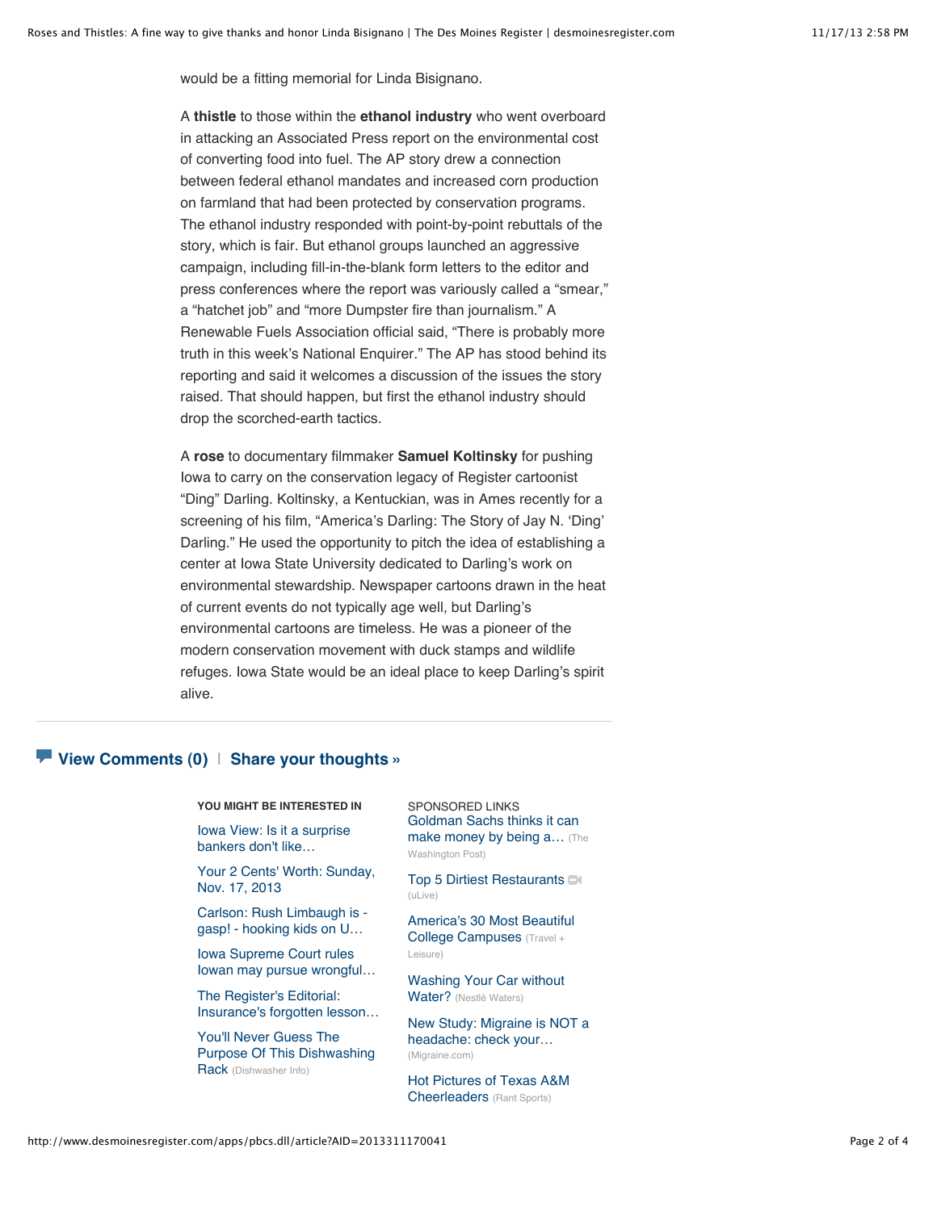would be a fitting memorial for Linda Bisignano.

A **thistle** to those within the **ethanol industry** who went overboard in attacking an Associated Press report on the environmental cost of converting food into fuel. The AP story drew a connection between federal ethanol mandates and increased corn production on farmland that had been protected by conservation programs. The ethanol industry responded with point-by-point rebuttals of the story, which is fair. But ethanol groups launched an aggressive campaign, including fill-in-the-blank form letters to the editor and press conferences where the report was variously called a "smear," a "hatchet job" and "more Dumpster fire than journalism." A Renewable Fuels Association official said, "There is probably more truth in this week's National Enquirer." The AP has stood behind its reporting and said it welcomes a discussion of the issues the story raised. That should happen, but first the ethanol industry should drop the scorched-earth tactics.

A **rose** to documentary filmmaker **Samuel Koltinsky** for pushing Iowa to carry on the conservation legacy of Register cartoonist "Ding" Darling. Koltinsky, a Kentuckian, was in Ames recently for a screening of his film, "America's Darling: The Story of Jay N. 'Ding' Darling." He used the opportunity to pitch the idea of establishing a center at Iowa State University dedicated to Darling's work on environmental stewardship. Newspaper cartoons drawn in the heat of current events do not typically age well, but Darling's environmental cartoons are timeless. He was a pioneer of the modern conservation movement with duck stamps and wildlife refuges. Iowa State would be an ideal place to keep Darling's spirit alive.

**View Comments (0)** | **Share your thoughts »**

**YOU MIGHT BE INTERESTED IN**

- Iowa View: Is it a surprise bankers don't like…
- Your 2 Cents' Worth: Sunday, Nov. 17, 2013
- Carlson: Rush Limbaugh is - gasp! - hooking kids on U…
- Iowa Supreme Court rules Iowan may pursue wrongful…
- The Register's Editorial: Insurance's forgotten lesson…
- You'll Never Guess The Purpose Of This Dishwashing Rack (Dishwasher Info)

SPONSORED LINKS

- Goldman Sachs thinks it can make money by being a… (The Washington Post)
- Top 5 Dirtiest Restaurants (uLive)
- America's 30 Most Beautiful College Campuses (Travel + Leisure)
- Washing Your Car without Water? (Nestlé Waters)
- New Study: Migraine is NOT a headache: check your… (Migraine.com)
- Hot Pictures of Texas A&M Cheerleaders (Rant Sports)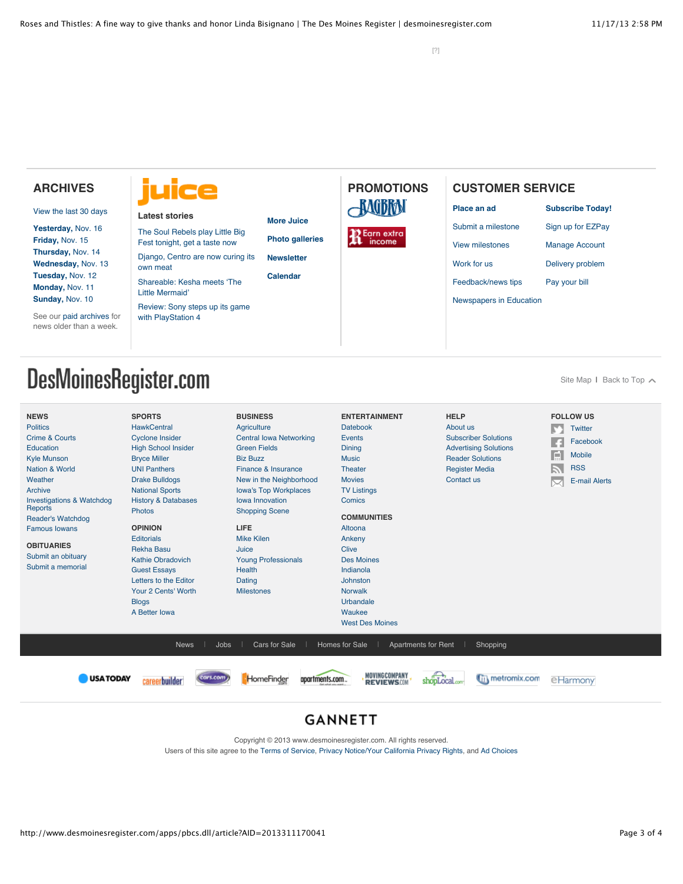[?]

## ARCHIVES

View the last 30 days

**Yesterday,** Nov. 16
**Friday,** Nov. 15
**Thursday,** Nov. 14
**Wednesday,** Nov. 13
**Tuesday,** Nov. 12
**Monday,** Nov. 11
**Sunday,** Nov. 10

See our paid archives for news older than a week.

## juice

**Latest stories**

- The Soul Rebels play Little Big Fest tonight, get a taste now
- Django, Centro are now curing its own meat
- Shareable: Kesha meets 'The Little Mermaid'
- Review: Sony steps up its game with PlayStation 4

**More Juice**
**Photo galleries**
**Newsletter**
**Calendar**

## PROMOTIONS

RAGBRAI

Earn extra income

## CUSTOMER SERVICE

**Place an ad**
Submit a milestone
View milestones
Work for us
Feedback/news tips
Newspapers in Education

**Subscribe Today!**
Sign up for EZPay
Manage Account
Delivery problem
Pay your bill

DesMoinesRegister.com

Site Map | Back to Top

**NEWS**
Politics
Crime & Courts
Education
Kyle Munson
Nation & World
Weather
Archive
Investigations & Watchdog Reports
Reader's Watchdog
Famous Iowans

**OBITUARIES**
Submit an obituary
Submit a memorial

**SPORTS**
HawkCentral
Cyclone Insider
High School Insider
Bryce Miller
UNI Panthers
Drake Bulldogs
National Sports
History & Databases
Photos

**OPINION**
Editorials
Rekha Basu
Kathie Obradovich
Guest Essays
Letters to the Editor
Your 2 Cents' Worth
Blogs
A Better Iowa

**BUSINESS**
Agriculture
Central Iowa Networking
Green Fields
Biz Buzz
Finance & Insurance
New in the Neighborhood
Iowa's Top Workplaces
Iowa Innovation
Shopping Scene

**LIFE**
Mike Kilen
Juice
Young Professionals
Health
Dating
Milestones

**ENTERTAINMENT**
Datebook
Events
Dining
Music
Theater
Movies
TV Listings
Comics

**COMMUNITIES**
Altoona
Ankeny
Clive
Des Moines
Indianola
Johnston
Norwalk
Urbandale
Waukee
West Des Moines

**HELP**
About us
Subscriber Solutions
Advertising Solutions
Reader Solutions
Register Media
Contact us

**FOLLOW US**
Twitter
Facebook
Mobile
RSS
E-mail Alerts

News | Jobs | Cars for Sale | Homes for Sale | Apartments for Rent | Shopping

USA TODAY · careerbuilder · cars.com · HomeFinder.com · apartments.com · MOVINGCOMPANY REVIEWS.COM · shopLocal.com · metromix.com · eHarmony

GANNETT

Copyright © 2013 www.desmoinesregister.com. All rights reserved.
Users of this site agree to the Terms of Service, Privacy Notice/Your California Privacy Rights, and Ad Choices